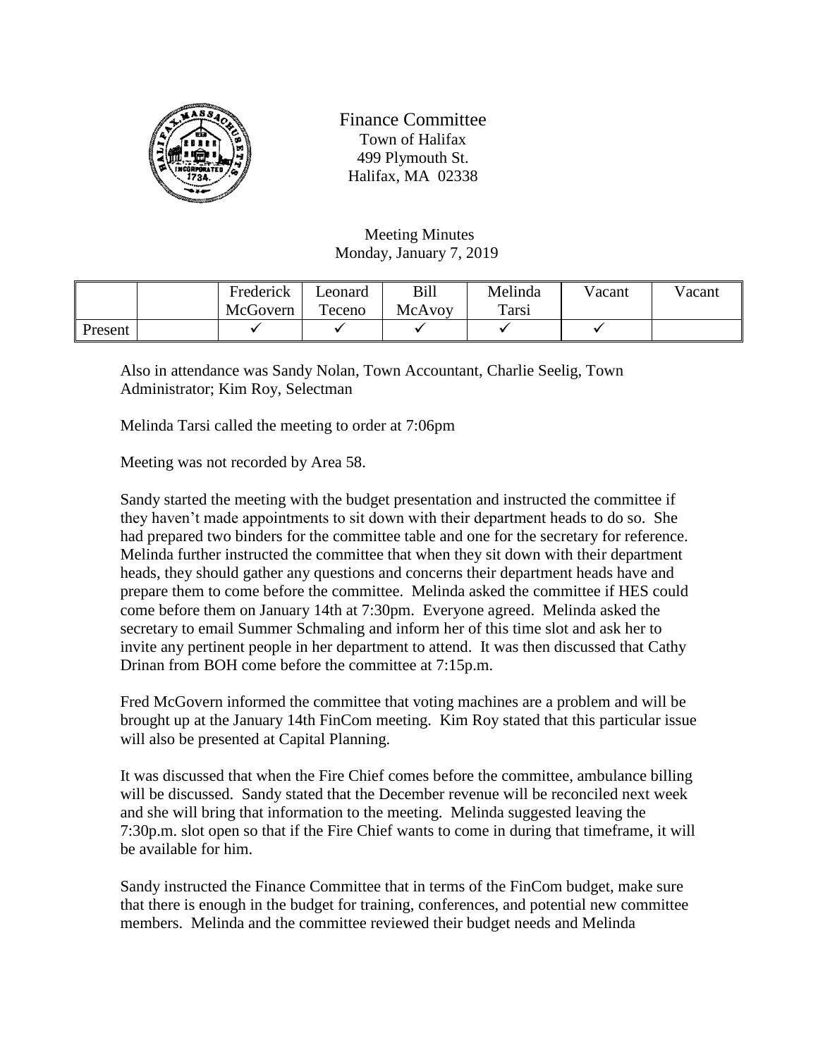# Finance Committee

Town of Halifax
499 Plymouth St.
Halifax, MA 02338

Meeting Minutes
Monday, January 7, 2019

| | | Frederick McGovern | Leonard Teceno | Bill McAvoy | Melinda Tarsi | Vacant | Vacant |
|---|---|---|---|---|---|---|---|
| Present | | ✓ | ✓ | ✓ | ✓ | ✓ | |

Also in attendance was Sandy Nolan, Town Accountant, Charlie Seelig, Town Administrator; Kim Roy, Selectman

Melinda Tarsi called the meeting to order at 7:06pm

Meeting was not recorded by Area 58.

Sandy started the meeting with the budget presentation and instructed the committee if they haven't made appointments to sit down with their department heads to do so. She had prepared two binders for the committee table and one for the secretary for reference. Melinda further instructed the committee that when they sit down with their department heads, they should gather any questions and concerns their department heads have and prepare them to come before the committee. Melinda asked the committee if HES could come before them on January 14th at 7:30pm. Everyone agreed. Melinda asked the secretary to email Summer Schmaling and inform her of this time slot and ask her to invite any pertinent people in her department to attend. It was then discussed that Cathy Drinan from BOH come before the committee at 7:15p.m.

Fred McGovern informed the committee that voting machines are a problem and will be brought up at the January 14th FinCom meeting. Kim Roy stated that this particular issue will also be presented at Capital Planning.

It was discussed that when the Fire Chief comes before the committee, ambulance billing will be discussed. Sandy stated that the December revenue will be reconciled next week and she will bring that information to the meeting. Melinda suggested leaving the 7:30p.m. slot open so that if the Fire Chief wants to come in during that timeframe, it will be available for him.

Sandy instructed the Finance Committee that in terms of the FinCom budget, make sure that there is enough in the budget for training, conferences, and potential new committee members. Melinda and the committee reviewed their budget needs and Melinda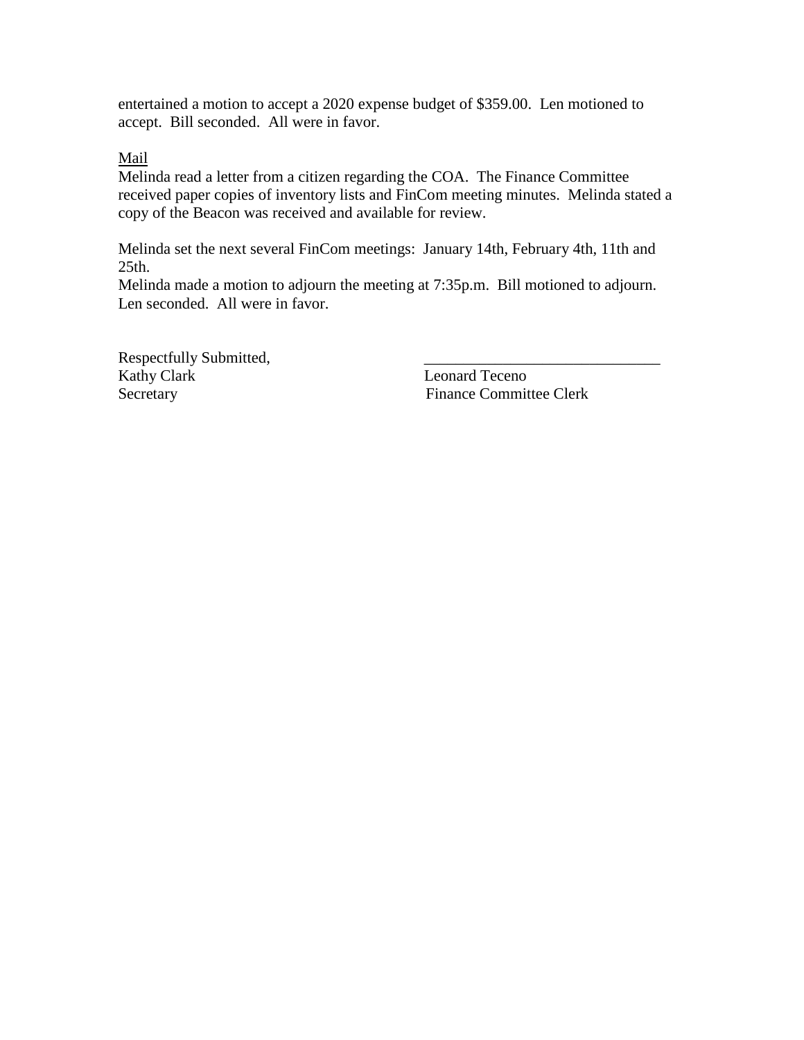entertained a motion to accept a 2020 expense budget of $359.00. Len motioned to accept. Bill seconded. All were in favor.

<u>Mail</u>

Melinda read a letter from a citizen regarding the COA. The Finance Committee received paper copies of inventory lists and FinCom meeting minutes. Melinda stated a copy of the Beacon was received and available for review.

Melinda set the next several FinCom meetings: January 14th, February 4th, 11th and 25th.

Melinda made a motion to adjourn the meeting at 7:35p.m. Bill motioned to adjourn. Len seconded. All were in favor.

| | |
|---|---|
| Respectfully Submitted, | ______________________________ |
| Kathy Clark | Leonard Teceno |
| Secretary | Finance Committee Clerk |